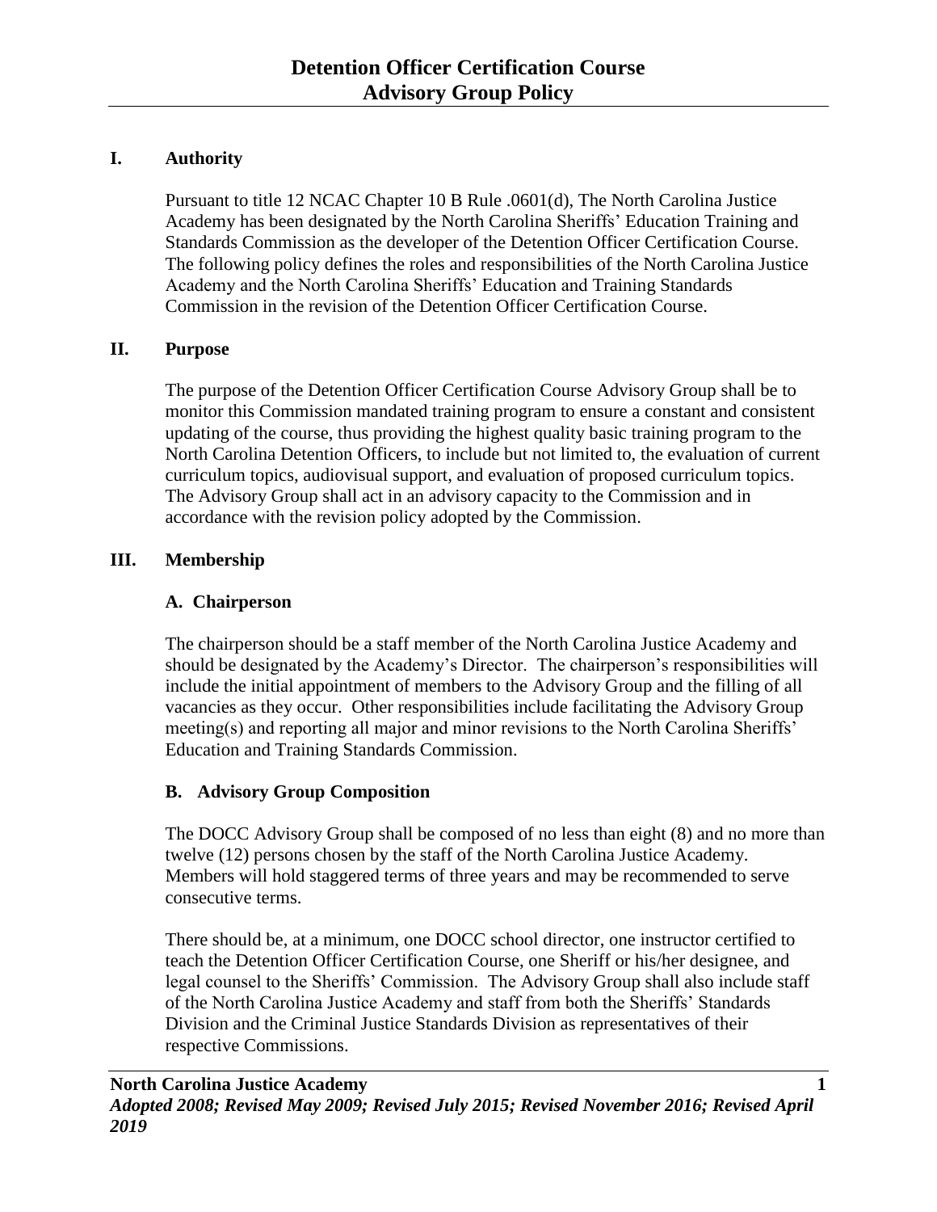# Detention Officer Certification Course Advisory Group Policy

## I. Authority

Pursuant to title 12 NCAC Chapter 10 B Rule .0601(d), The North Carolina Justice Academy has been designated by the North Carolina Sheriffs' Education Training and Standards Commission as the developer of the Detention Officer Certification Course. The following policy defines the roles and responsibilities of the North Carolina Justice Academy and the North Carolina Sheriffs' Education and Training Standards Commission in the revision of the Detention Officer Certification Course.

## II. Purpose

The purpose of the Detention Officer Certification Course Advisory Group shall be to monitor this Commission mandated training program to ensure a constant and consistent updating of the course, thus providing the highest quality basic training program to the North Carolina Detention Officers, to include but not limited to, the evaluation of current curriculum topics, audiovisual support, and evaluation of proposed curriculum topics. The Advisory Group shall act in an advisory capacity to the Commission and in accordance with the revision policy adopted by the Commission.

## III. Membership

### A. Chairperson

The chairperson should be a staff member of the North Carolina Justice Academy and should be designated by the Academy's Director. The chairperson's responsibilities will include the initial appointment of members to the Advisory Group and the filling of all vacancies as they occur. Other responsibilities include facilitating the Advisory Group meeting(s) and reporting all major and minor revisions to the North Carolina Sheriffs' Education and Training Standards Commission.

### B. Advisory Group Composition

The DOCC Advisory Group shall be composed of no less than eight (8) and no more than twelve (12) persons chosen by the staff of the North Carolina Justice Academy. Members will hold staggered terms of three years and may be recommended to serve consecutive terms.

There should be, at a minimum, one DOCC school director, one instructor certified to teach the Detention Officer Certification Course, one Sheriff or his/her designee, and legal counsel to the Sheriffs' Commission. The Advisory Group shall also include staff of the North Carolina Justice Academy and staff from both the Sheriffs' Standards Division and the Criminal Justice Standards Division as representatives of their respective Commissions.

**North Carolina Justice Academy**
***Adopted 2008; Revised May 2009; Revised July 2015; Revised November 2016; Revised April 2019***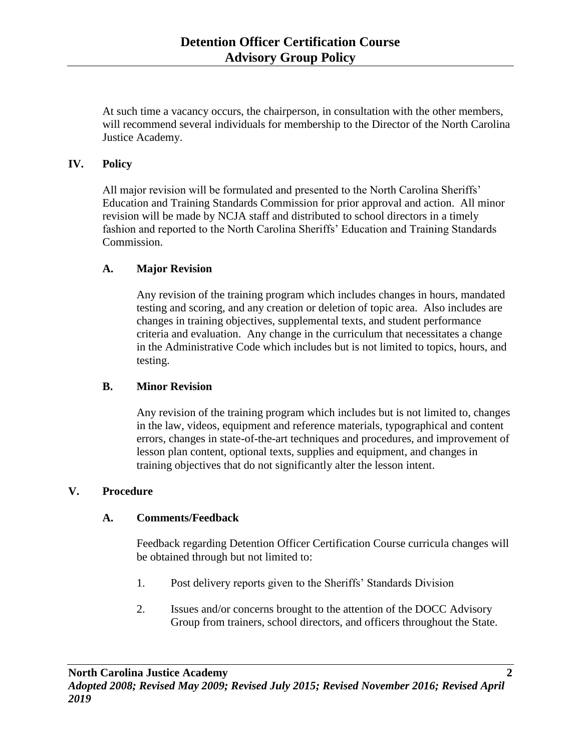At such time a vacancy occurs, the chairperson, in consultation with the other members, will recommend several individuals for membership to the Director of the North Carolina Justice Academy.

## IV. Policy

All major revision will be formulated and presented to the North Carolina Sheriffs' Education and Training Standards Commission for prior approval and action. All minor revision will be made by NCJA staff and distributed to school directors in a timely fashion and reported to the North Carolina Sheriffs' Education and Training Standards Commission.

### A. Major Revision

Any revision of the training program which includes changes in hours, mandated testing and scoring, and any creation or deletion of topic area. Also includes are changes in training objectives, supplemental texts, and student performance criteria and evaluation. Any change in the curriculum that necessitates a change in the Administrative Code which includes but is not limited to topics, hours, and testing.

### B. Minor Revision

Any revision of the training program which includes but is not limited to, changes in the law, videos, equipment and reference materials, typographical and content errors, changes in state-of-the-art techniques and procedures, and improvement of lesson plan content, optional texts, supplies and equipment, and changes in training objectives that do not significantly alter the lesson intent.

## V. Procedure

### A. Comments/Feedback

Feedback regarding Detention Officer Certification Course curricula changes will be obtained through but not limited to:

1. Post delivery reports given to the Sheriffs' Standards Division

2. Issues and/or concerns brought to the attention of the DOCC Advisory Group from trainers, school directors, and officers throughout the State.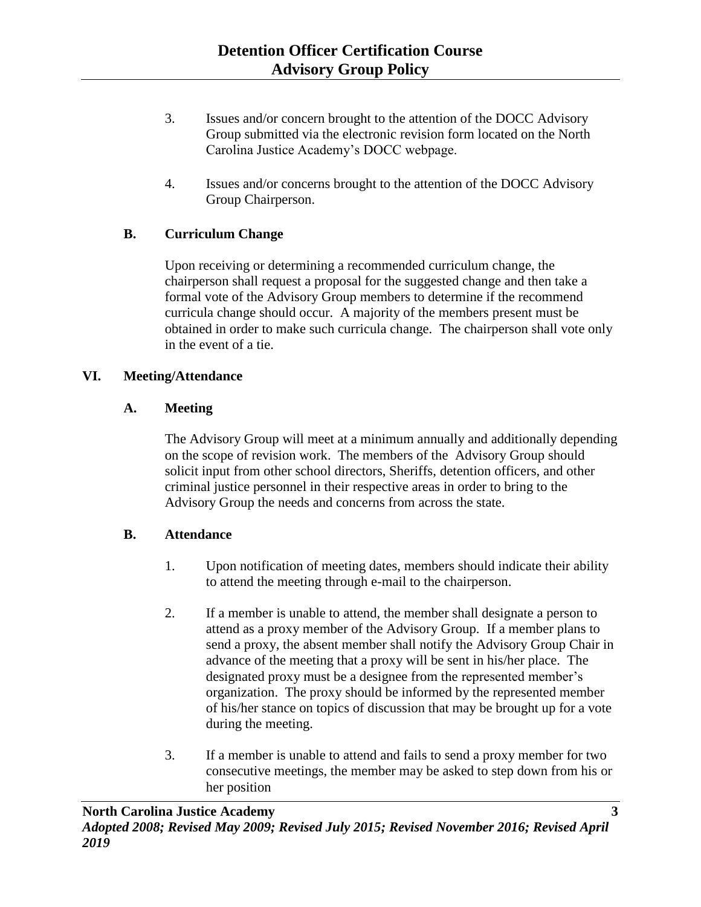3. Issues and/or concern brought to the attention of the DOCC Advisory Group submitted via the electronic revision form located on the North Carolina Justice Academy's DOCC webpage.

4. Issues and/or concerns brought to the attention of the DOCC Advisory Group Chairperson.

### B. Curriculum Change

Upon receiving or determining a recommended curriculum change, the chairperson shall request a proposal for the suggested change and then take a formal vote of the Advisory Group members to determine if the recommend curricula change should occur. A majority of the members present must be obtained in order to make such curricula change. The chairperson shall vote only in the event of a tie.

## VI. Meeting/Attendance

### A. Meeting

The Advisory Group will meet at a minimum annually and additionally depending on the scope of revision work. The members of the Advisory Group should solicit input from other school directors, Sheriffs, detention officers, and other criminal justice personnel in their respective areas in order to bring to the Advisory Group the needs and concerns from across the state.

### B. Attendance

1. Upon notification of meeting dates, members should indicate their ability to attend the meeting through e-mail to the chairperson.

2. If a member is unable to attend, the member shall designate a person to attend as a proxy member of the Advisory Group. If a member plans to send a proxy, the absent member shall notify the Advisory Group Chair in advance of the meeting that a proxy will be sent in his/her place. The designated proxy must be a designee from the represented member's organization. The proxy should be informed by the represented member of his/her stance on topics of discussion that may be brought up for a vote during the meeting.

3. If a member is unable to attend and fails to send a proxy member for two consecutive meetings, the member may be asked to step down from his or her position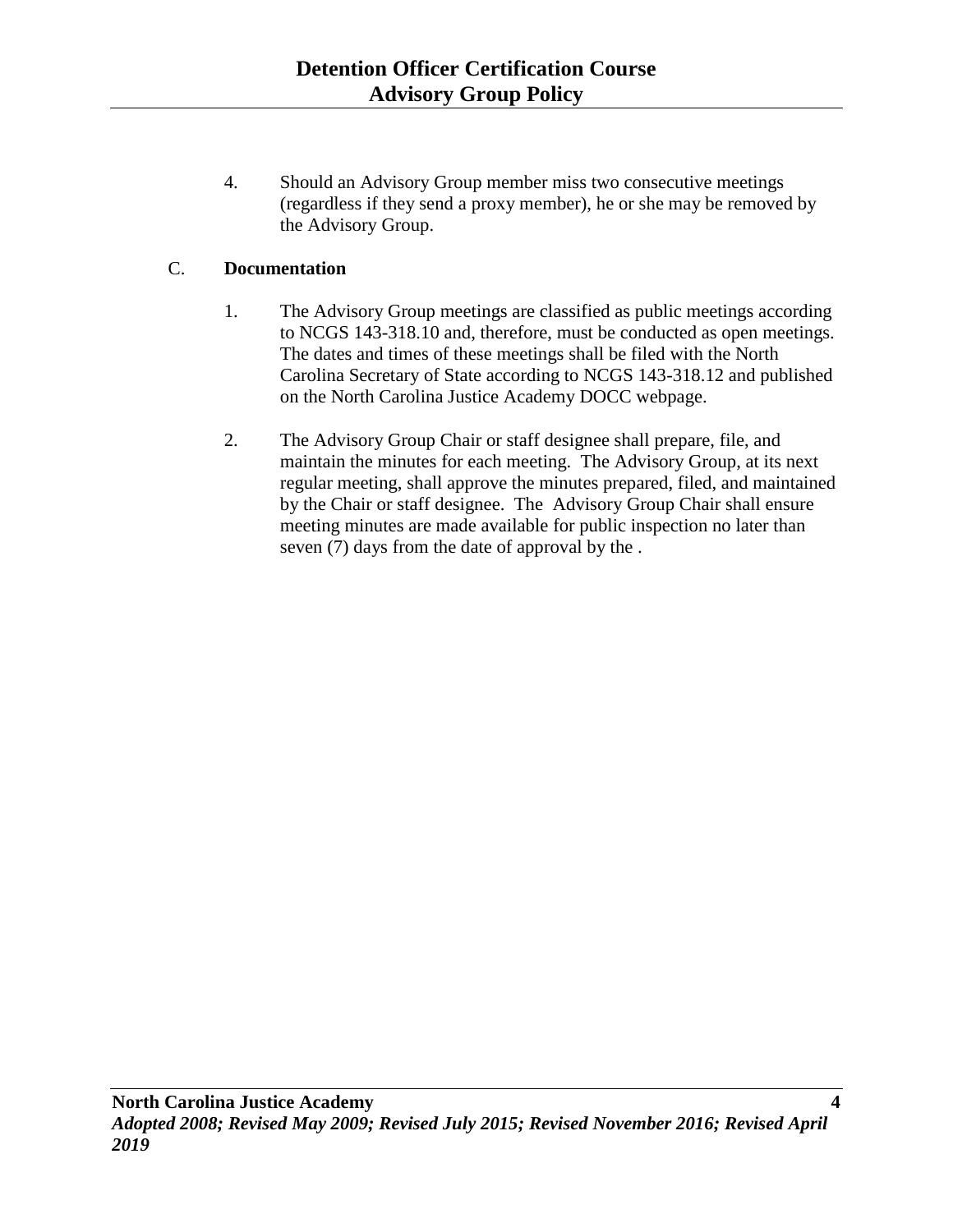4. Should an Advisory Group member miss two consecutive meetings (regardless if they send a proxy member), he or she may be removed by the Advisory Group.

C. **Documentation**

1. The Advisory Group meetings are classified as public meetings according to NCGS 143-318.10 and, therefore, must be conducted as open meetings. The dates and times of these meetings shall be filed with the North Carolina Secretary of State according to NCGS 143-318.12 and published on the North Carolina Justice Academy DOCC webpage.

2. The Advisory Group Chair or staff designee shall prepare, file, and maintain the minutes for each meeting. The Advisory Group, at its next regular meeting, shall approve the minutes prepared, filed, and maintained by the Chair or staff designee. The Advisory Group Chair shall ensure meeting minutes are made available for public inspection no later than seven (7) days from the date of approval by the .